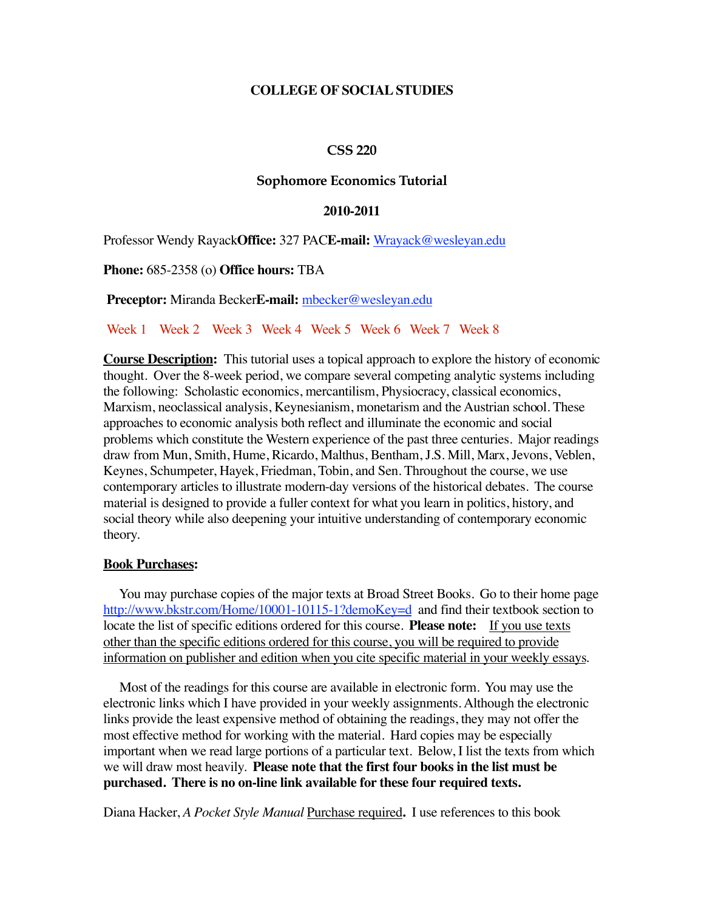**COLLEGE OF SOCIAL STUDIES**

**CSS 220**

**Sophomore Economics Tutorial**

**2010-2011**

Professor Wendy Rayack **Office:** 327 PAC **E-mail:** Wrayack@wesleyan.edu

**Phone:** 685-2358 (o) **Office hours:** TBA

**Preceptor:** Miranda Becker **E-mail:** mbecker@wesleyan.edu

Week 1 Week 2 Week 3 Week 4 Week 5 Week 6 Week 7 Week 8

**Course Description:** This tutorial uses a topical approach to explore the history of economic thought. Over the 8-week period, we compare several competing analytic systems including the following: Scholastic economics, mercantilism, Physiocracy, classical economics, Marxism, neoclassical analysis, Keynesianism, monetarism and the Austrian school. These approaches to economic analysis both reflect and illuminate the economic and social problems which constitute the Western experience of the past three centuries. Major readings draw from Mun, Smith, Hume, Ricardo, Malthus, Bentham, J.S. Mill, Marx, Jevons, Veblen, Keynes, Schumpeter, Hayek, Friedman, Tobin, and Sen. Throughout the course, we use contemporary articles to illustrate modern-day versions of the historical debates. The course material is designed to provide a fuller context for what you learn in politics, history, and social theory while also deepening your intuitive understanding of contemporary economic theory.

**Book Purchases:**

You may purchase copies of the major texts at Broad Street Books. Go to their home page http://www.bkstr.com/Home/10001-10115-1?demoKey=d and find their textbook section to locate the list of specific editions ordered for this course. **Please note:** If you use texts other than the specific editions ordered for this course, you will be required to provide information on publisher and edition when you cite specific material in your weekly essays.

Most of the readings for this course are available in electronic form. You may use the electronic links which I have provided in your weekly assignments. Although the electronic links provide the least expensive method of obtaining the readings, they may not offer the most effective method for working with the material. Hard copies may be especially important when we read large portions of a particular text. Below, I list the texts from which we will draw most heavily. **Please note that the first four books in the list must be purchased. There is no on-line link available for these four required texts.**

Diana Hacker, *A Pocket Style Manual* Purchase required**.** I use references to this book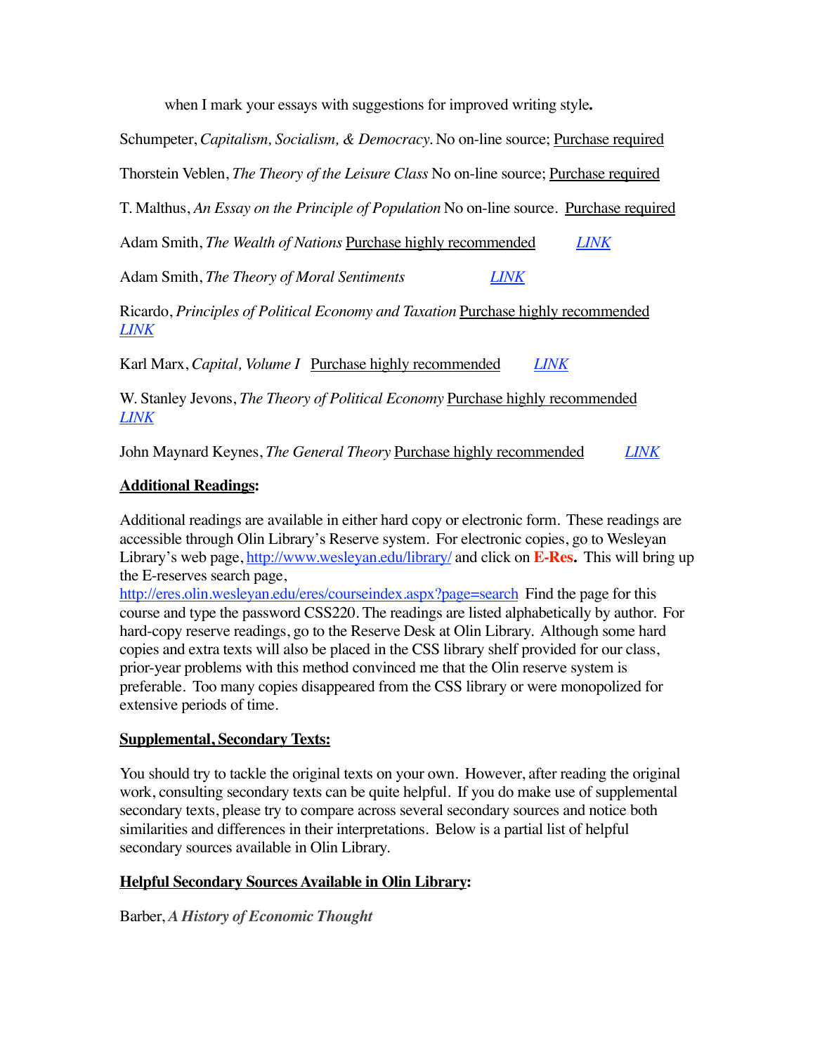when I mark your essays with suggestions for improved writing style**.**

Schumpeter, *Capitalism, Socialism, & Democracy.* No on-line source; Purchase required

Thorstein Veblen, *The Theory of the Leisure Class* No on-line source; Purchase required

T. Malthus, *An Essay on the Principle of Population* No on-line source. Purchase required

Adam Smith, *The Wealth of Nations* Purchase highly recommended *LINK*

Adam Smith, *The Theory of Moral Sentiments* *LINK*

Ricardo, *Principles of Political Economy and Taxation* Purchase highly recommended *LINK*

Karl Marx, *Capital, Volume I* Purchase highly recommended *LINK*

W. Stanley Jevons, *The Theory of Political Economy* Purchase highly recommended *LINK*

John Maynard Keynes, *The General Theory* Purchase highly recommended *LINK*

**Additional Readings:**

Additional readings are available in either hard copy or electronic form. These readings are accessible through Olin Library's Reserve system. For electronic copies, go to Wesleyan Library's web page, http://www.wesleyan.edu/library/ and click on **E-Res.** This will bring up the E-reserves search page, http://eres.olin.wesleyan.edu/eres/courseindex.aspx?page=search Find the page for this course and type the password CSS220. The readings are listed alphabetically by author. For hard-copy reserve readings, go to the Reserve Desk at Olin Library. Although some hard copies and extra texts will also be placed in the CSS library shelf provided for our class, prior-year problems with this method convinced me that the Olin reserve system is preferable. Too many copies disappeared from the CSS library or were monopolized for extensive periods of time.

**Supplemental, Secondary Texts:**

You should try to tackle the original texts on your own. However, after reading the original work, consulting secondary texts can be quite helpful. If you do make use of supplemental secondary texts, please try to compare across several secondary sources and notice both similarities and differences in their interpretations. Below is a partial list of helpful secondary sources available in Olin Library.

**Helpful Secondary Sources Available in Olin Library:**

Barber, ***A History of Economic Thought***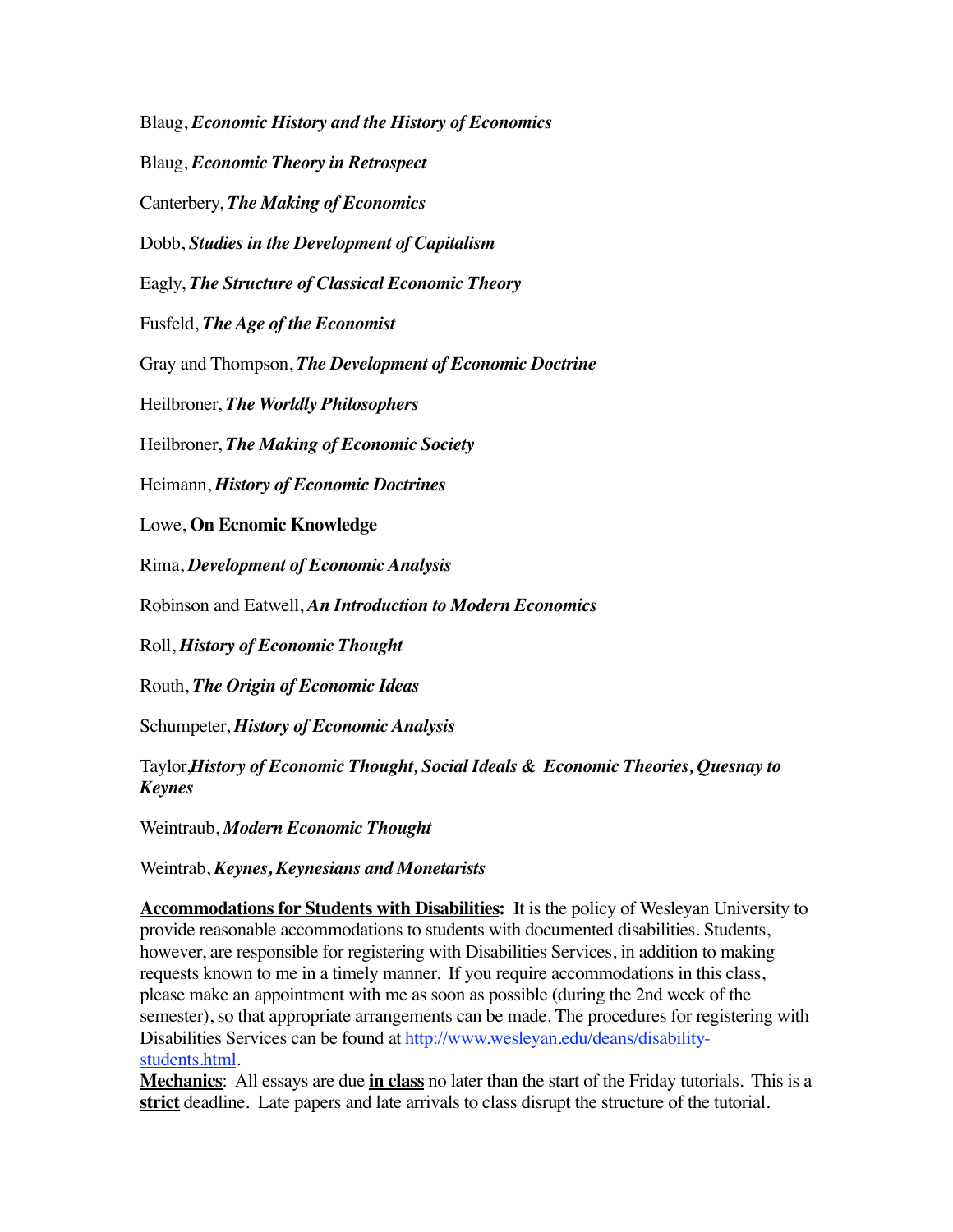Blaug, ***Economic History and the History of Economics***

Blaug, ***Economic Theory in Retrospect***

Canterbery, ***The Making of Economics***

Dobb, ***Studies in the Development of Capitalism***

Eagly, ***The Structure of Classical Economic Theory***

Fusfeld, ***The Age of the Economist***

Gray and Thompson, ***The Development of Economic Doctrine***

Heilbroner, ***The Worldly Philosophers***

Heilbroner, ***The Making of Economic Society***

Heimann, ***History of Economic Doctrines***

Lowe, **On Ecnomic Knowledge**

Rima, ***Development of Economic Analysis***

Robinson and Eatwell, ***An Introduction to Modern Economics***

Roll, ***History of Economic Thought***

Routh, ***The Origin of Economic Ideas***

Schumpeter, ***History of Economic Analysis***

Taylor, ***History of Economic Thought, Social Ideals & Economic Theories, Quesnay to Keynes***

Weintraub, ***Modern Economic Thought***

Weintrab, ***Keynes, Keynesians and Monetarists***

**Accommodations for Students with Disabilities:** It is the policy of Wesleyan University to provide reasonable accommodations to students with documented disabilities. Students, however, are responsible for registering with Disabilities Services, in addition to making requests known to me in a timely manner. If you require accommodations in this class, please make an appointment with me as soon as possible (during the 2nd week of the semester), so that appropriate arrangements can be made. The procedures for registering with Disabilities Services can be found at http://www.wesleyan.edu/deans/disability-students.html.

**Mechanics**: All essays are due **in class** no later than the start of the Friday tutorials. This is a **strict** deadline. Late papers and late arrivals to class disrupt the structure of the tutorial.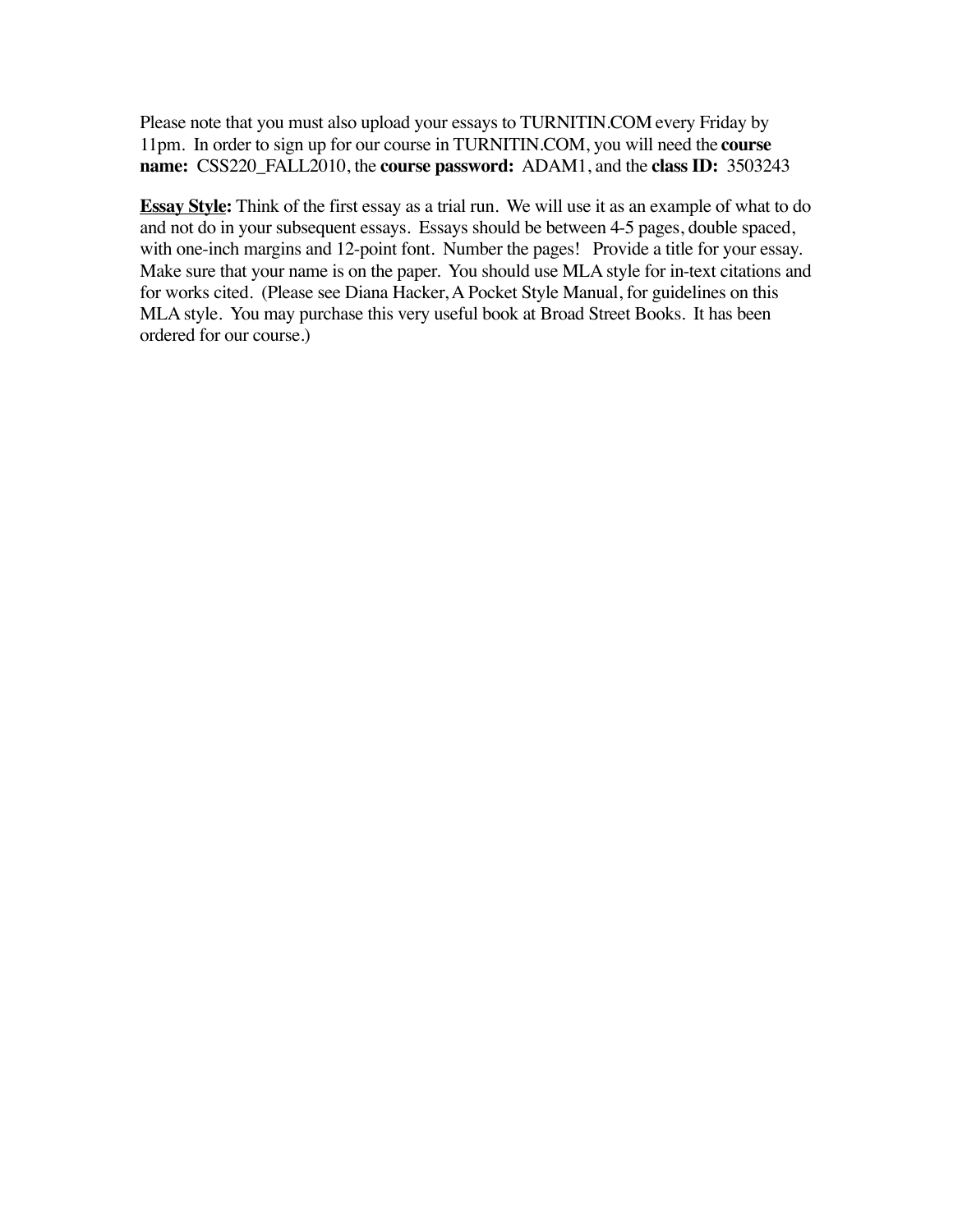Please note that you must also upload your essays to TURNITIN.COM every Friday by 11pm. In order to sign up for our course in TURNITIN.COM, you will need the **course name:** CSS220_FALL2010, the **course password:** ADAM1, and the **class ID:** 3503243

**Essay Style:** Think of the first essay as a trial run. We will use it as an example of what to do and not do in your subsequent essays. Essays should be between 4-5 pages, double spaced, with one-inch margins and 12-point font. Number the pages! Provide a title for your essay. Make sure that your name is on the paper. You should use MLA style for in-text citations and for works cited. (Please see Diana Hacker, A Pocket Style Manual, for guidelines on this MLA style. You may purchase this very useful book at Broad Street Books. It has been ordered for our course.)